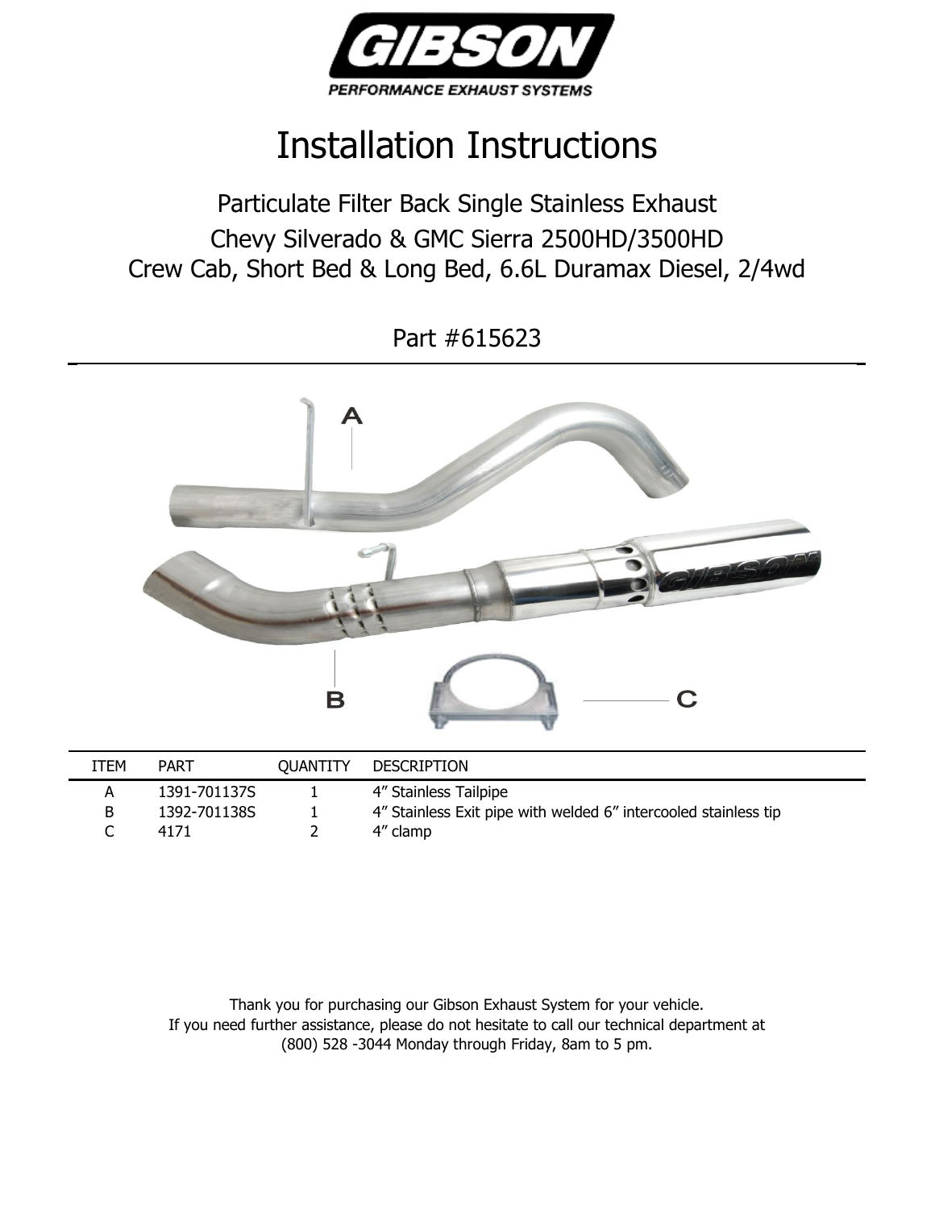# Installation Instructions

## Particulate Filter Back Single Stainless Exhaust
## Chevy Silverado & GMC Sierra 2500HD/3500HD
## Crew Cab, Short Bed & Long Bed, 6.6L Duramax Diesel, 2/4wd

## Part #615623

| ITEM | PART | QUANTITY | DESCRIPTION |
| --- | --- | --- | --- |
| A | 1391-701137S | 1 | 4" Stainless Tailpipe |
| B | 1392-701138S | 1 | 4" Stainless Exit pipe with welded 6" intercooled stainless tip |
| C | 4171 | 2 | 4" clamp |

Thank you for purchasing our Gibson Exhaust System for your vehicle.
If you need further assistance, please do not hesitate to call our technical department at (800) 528 -3044 Monday through Friday, 8am to 5 pm.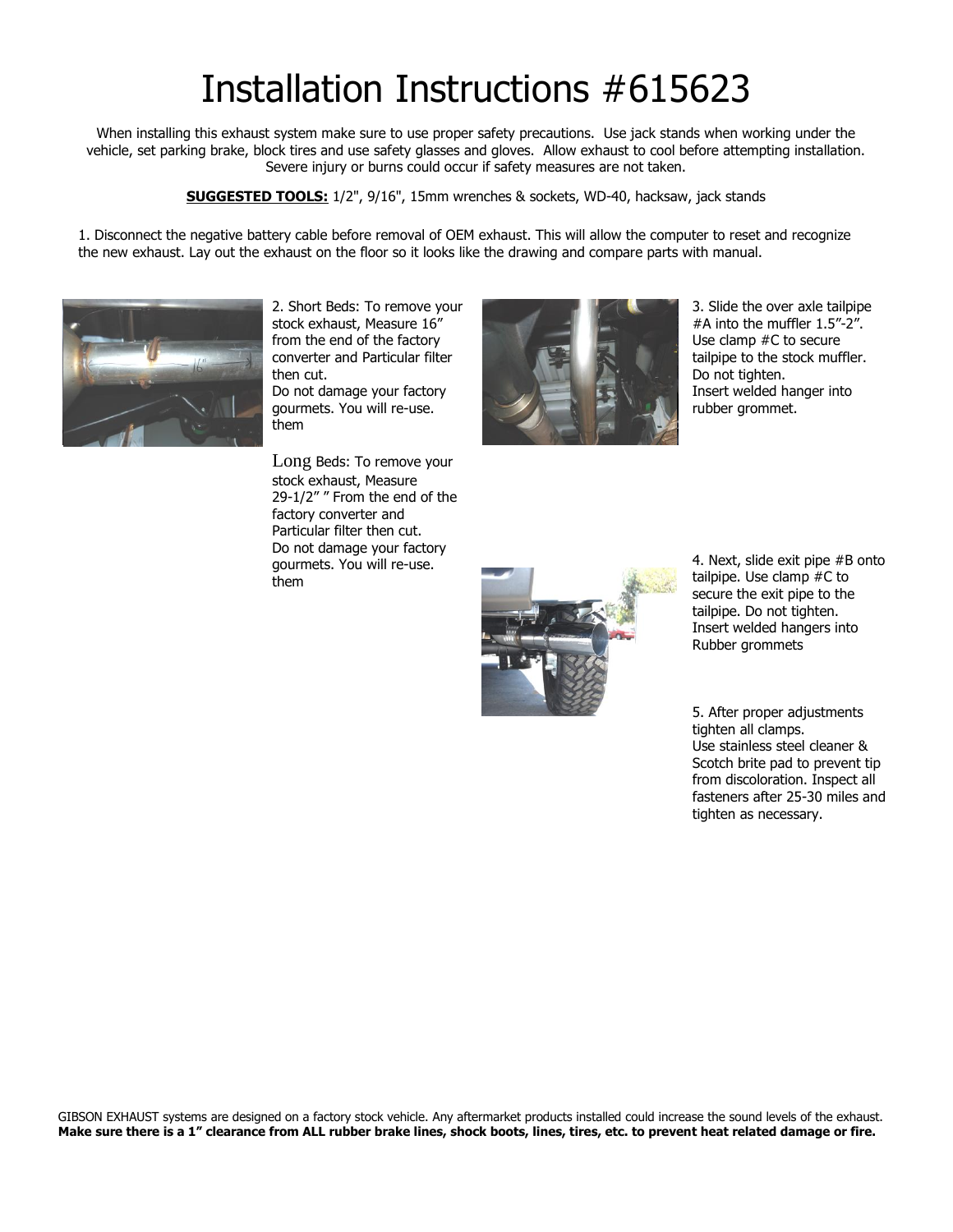# Installation Instructions #615623

When installing this exhaust system make sure to use proper safety precautions. Use jack stands when working under the vehicle, set parking brake, block tires and use safety glasses and gloves. Allow exhaust to cool before attempting installation. Severe injury or burns could occur if safety measures are not taken.

**SUGGESTED TOOLS:** 1/2", 9/16", 15mm wrenches & sockets, WD-40, hacksaw, jack stands

1. Disconnect the negative battery cable before removal of OEM exhaust. This will allow the computer to reset and recognize the new exhaust. Lay out the exhaust on the floor so it looks like the drawing and compare parts with manual.

2. Short Beds: To remove your stock exhaust, Measure 16" from the end of the factory converter and Particular filter then cut.
Do not damage your factory gourmets. You will re-use. them

Long Beds: To remove your stock exhaust, Measure 29-1/2" " From the end of the factory converter and Particular filter then cut.
Do not damage your factory gourmets. You will re-use. them

3. Slide the over axle tailpipe #A into the muffler 1.5"-2". Use clamp #C to secure tailpipe to the stock muffler. Do not tighten.
Insert welded hanger into rubber grommet.

4. Next, slide exit pipe #B onto tailpipe. Use clamp #C to secure the exit pipe to the tailpipe. Do not tighten.
Insert welded hangers into Rubber grommets

5. After proper adjustments tighten all clamps.
Use stainless steel cleaner & Scotch brite pad to prevent tip from discoloration. Inspect all fasteners after 25-30 miles and tighten as necessary.

GIBSON EXHAUST systems are designed on a factory stock vehicle. Any aftermarket products installed could increase the sound levels of the exhaust.
**Make sure there is a 1" clearance from ALL rubber brake lines, shock boots, lines, tires, etc. to prevent heat related damage or fire.**